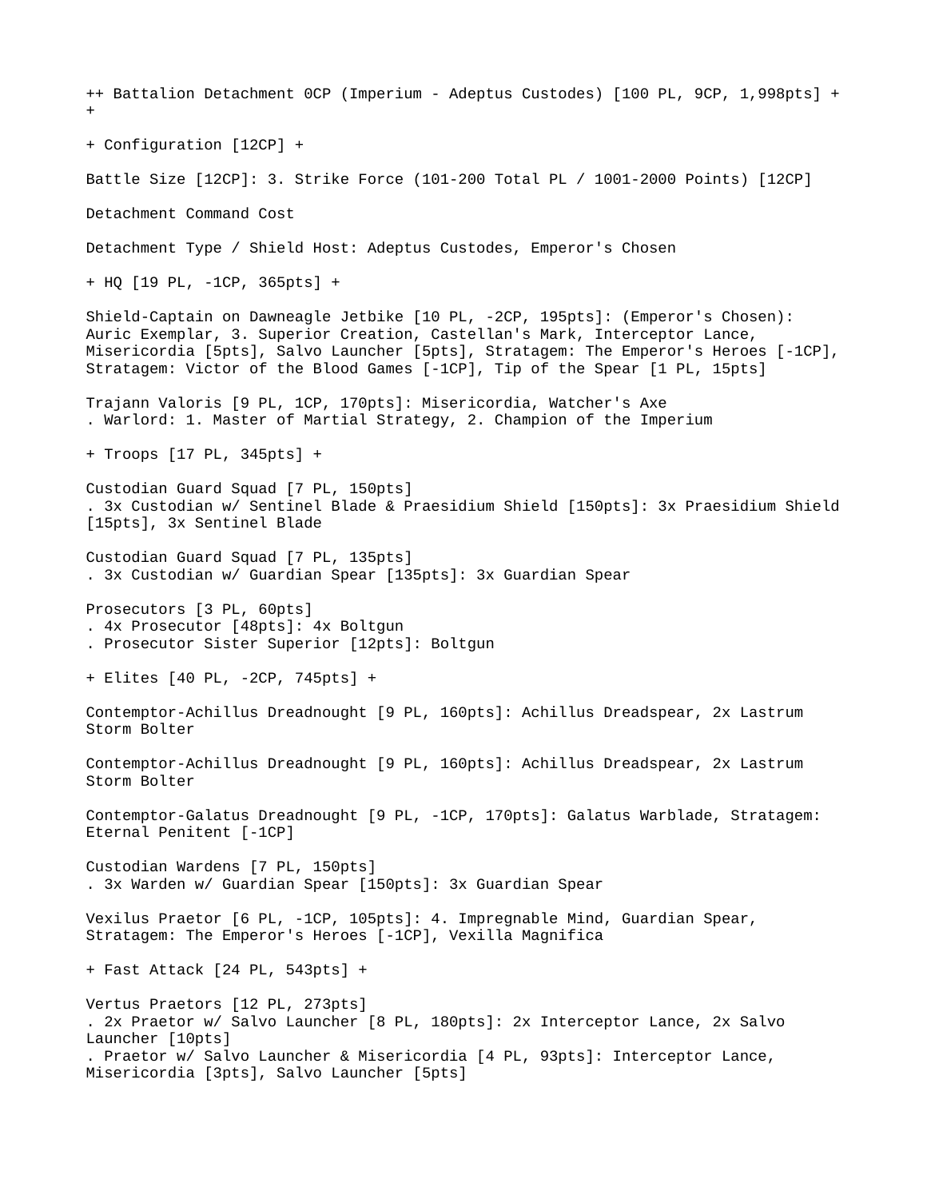++ Battalion Detachment 0CP (Imperium - Adeptus Custodes) [100 PL, 9CP, 1,998pts] ++

+ Configuration [12CP] +

Battle Size [12CP]: 3. Strike Force (101-200 Total PL / 1001-2000 Points) [12CP]

Detachment Command Cost

Detachment Type / Shield Host: Adeptus Custodes, Emperor's Chosen

+ HQ [19 PL, -1CP, 365pts] +

Shield-Captain on Dawneagle Jetbike [10 PL, -2CP, 195pts]: (Emperor's Chosen): Auric Exemplar, 3. Superior Creation, Castellan's Mark, Interceptor Lance, Misericordia [5pts], Salvo Launcher [5pts], Stratagem: The Emperor's Heroes [-1CP], Stratagem: Victor of the Blood Games [-1CP], Tip of the Spear [1 PL, 15pts]

Trajann Valoris [9 PL, 1CP, 170pts]: Misericordia, Watcher's Axe
. Warlord: 1. Master of Martial Strategy, 2. Champion of the Imperium

+ Troops [17 PL, 345pts] +

Custodian Guard Squad [7 PL, 150pts]
. 3x Custodian w/ Sentinel Blade & Praesidium Shield [150pts]: 3x Praesidium Shield [15pts], 3x Sentinel Blade

Custodian Guard Squad [7 PL, 135pts]
. 3x Custodian w/ Guardian Spear [135pts]: 3x Guardian Spear

Prosecutors [3 PL, 60pts]
. 4x Prosecutor [48pts]: 4x Boltgun
. Prosecutor Sister Superior [12pts]: Boltgun

+ Elites [40 PL, -2CP, 745pts] +

Contemptor-Achillus Dreadnought [9 PL, 160pts]: Achillus Dreadspear, 2x Lastrum Storm Bolter

Contemptor-Achillus Dreadnought [9 PL, 160pts]: Achillus Dreadspear, 2x Lastrum Storm Bolter

Contemptor-Galatus Dreadnought [9 PL, -1CP, 170pts]: Galatus Warblade, Stratagem: Eternal Penitent [-1CP]

Custodian Wardens [7 PL, 150pts]
. 3x Warden w/ Guardian Spear [150pts]: 3x Guardian Spear

Vexilus Praetor [6 PL, -1CP, 105pts]: 4. Impregnable Mind, Guardian Spear, Stratagem: The Emperor's Heroes [-1CP], Vexilla Magnifica

+ Fast Attack [24 PL, 543pts] +

Vertus Praetors [12 PL, 273pts]
. 2x Praetor w/ Salvo Launcher [8 PL, 180pts]: 2x Interceptor Lance, 2x Salvo Launcher [10pts]
. Praetor w/ Salvo Launcher & Misericordia [4 PL, 93pts]: Interceptor Lance, Misericordia [3pts], Salvo Launcher [5pts]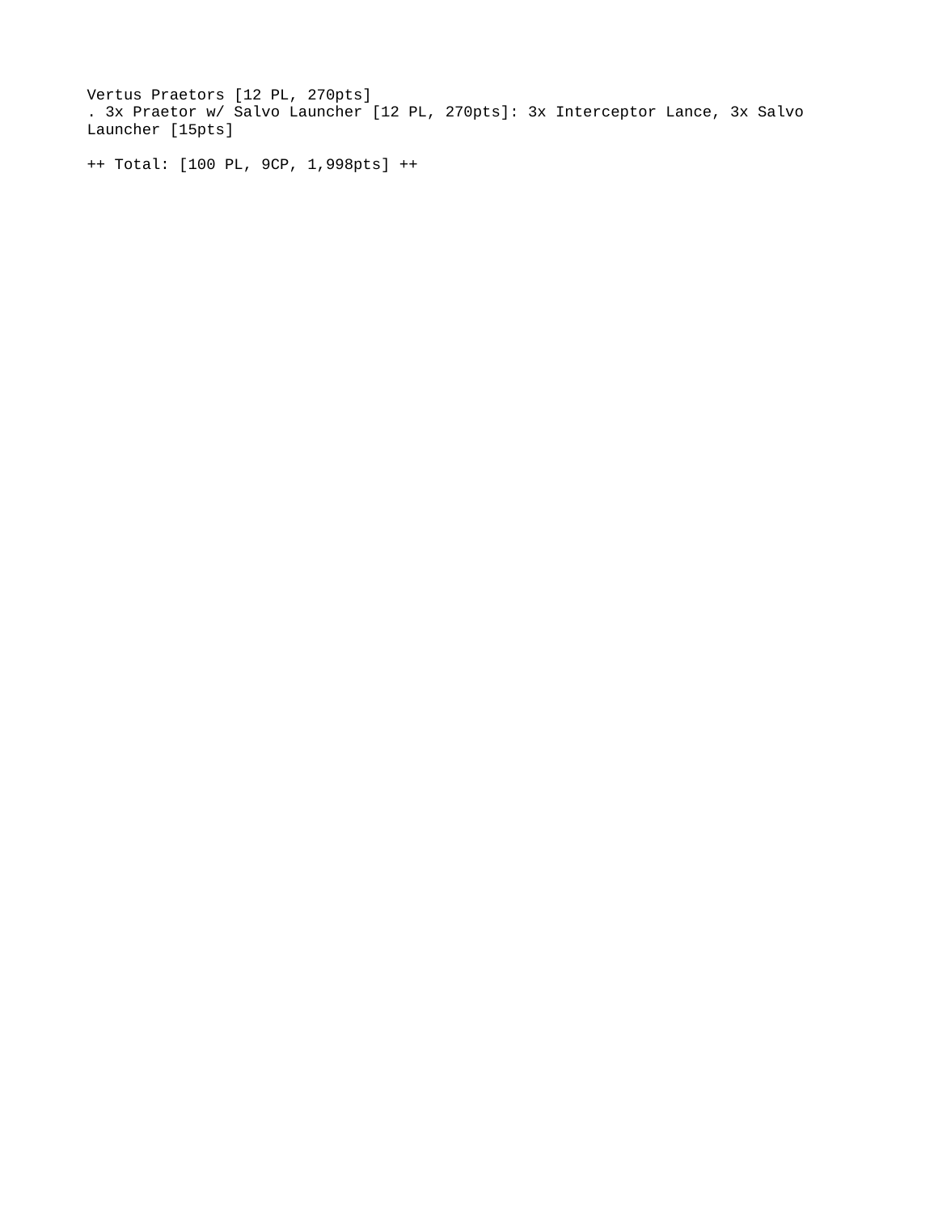Vertus Praetors [12 PL, 270pts]
. 3x Praetor w/ Salvo Launcher [12 PL, 270pts]: 3x Interceptor Lance, 3x Salvo Launcher [15pts]

++ Total: [100 PL, 9CP, 1,998pts] ++